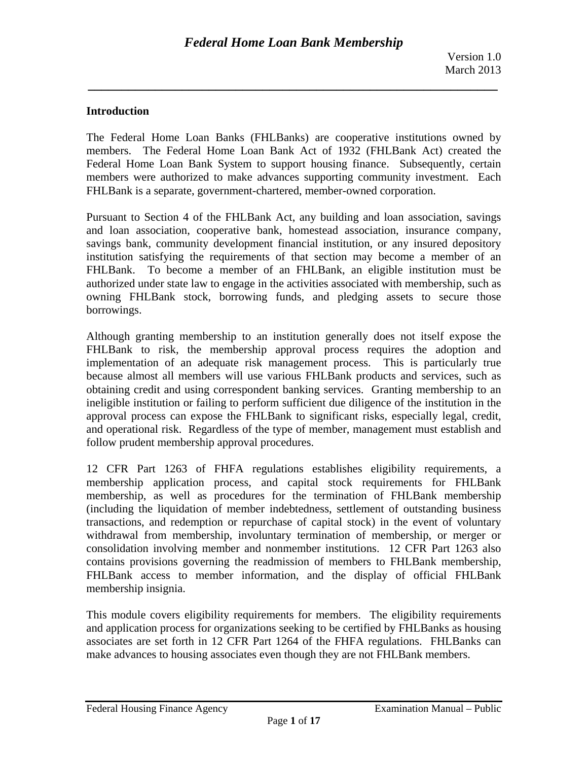## Introduction

The Federal Home Loan Banks (FHLBanks) are cooperative institutions owned by members. The Federal Home Loan Bank Act of 1932 (FHLBank Act) created the Federal Home Loan Bank System to support housing finance. Subsequently, certain members were authorized to make advances supporting community investment. Each FHLBank is a separate, government-chartered, member-owned corporation.

Pursuant to Section 4 of the FHLBank Act, any building and loan association, savings and loan association, cooperative bank, homestead association, insurance company, savings bank, community development financial institution, or any insured depository institution satisfying the requirements of that section may become a member of an FHLBank. To become a member of an FHLBank, an eligible institution must be authorized under state law to engage in the activities associated with membership, such as owning FHLBank stock, borrowing funds, and pledging assets to secure those borrowings.

Although granting membership to an institution generally does not itself expose the FHLBank to risk, the membership approval process requires the adoption and implementation of an adequate risk management process. This is particularly true because almost all members will use various FHLBank products and services, such as obtaining credit and using correspondent banking services. Granting membership to an ineligible institution or failing to perform sufficient due diligence of the institution in the approval process can expose the FHLBank to significant risks, especially legal, credit, and operational risk. Regardless of the type of member, management must establish and follow prudent membership approval procedures.

12 CFR Part 1263 of FHFA regulations establishes eligibility requirements, a membership application process, and capital stock requirements for FHLBank membership, as well as procedures for the termination of FHLBank membership (including the liquidation of member indebtedness, settlement of outstanding business transactions, and redemption or repurchase of capital stock) in the event of voluntary withdrawal from membership, involuntary termination of membership, or merger or consolidation involving member and nonmember institutions. 12 CFR Part 1263 also contains provisions governing the readmission of members to FHLBank membership, FHLBank access to member information, and the display of official FHLBank membership insignia.

This module covers eligibility requirements for members. The eligibility requirements and application process for organizations seeking to be certified by FHLBanks as housing associates are set forth in 12 CFR Part 1264 of the FHFA regulations. FHLBanks can make advances to housing associates even though they are not FHLBank members.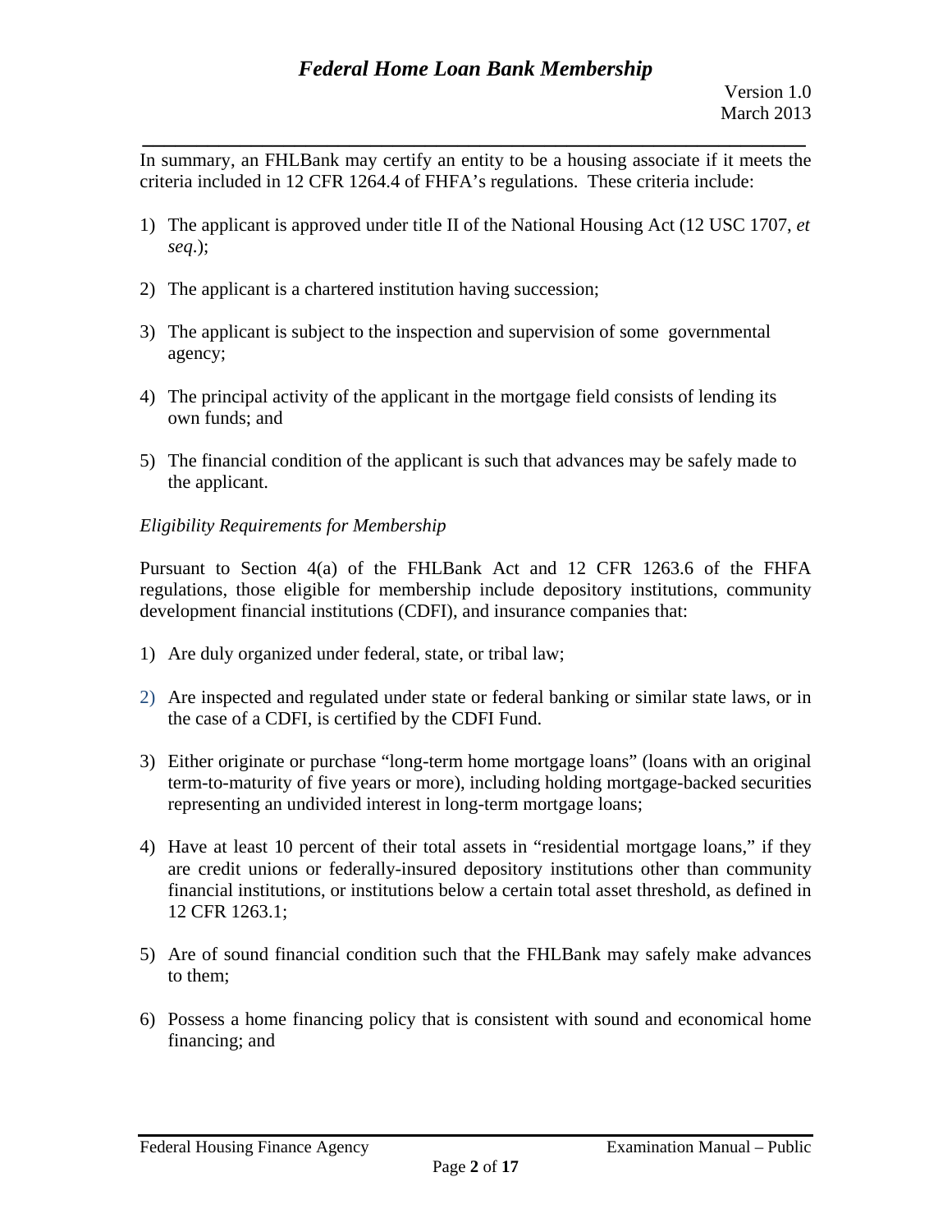In summary, an FHLBank may certify an entity to be a housing associate if it meets the criteria included in 12 CFR 1264.4 of FHFA's regulations. These criteria include:

1) The applicant is approved under title II of the National Housing Act (12 USC 1707, *et seq*.);

2) The applicant is a chartered institution having succession;

3) The applicant is subject to the inspection and supervision of some governmental agency;

4) The principal activity of the applicant in the mortgage field consists of lending its own funds; and

5) The financial condition of the applicant is such that advances may be safely made to the applicant.

*Eligibility Requirements for Membership*

Pursuant to Section 4(a) of the FHLBank Act and 12 CFR 1263.6 of the FHFA regulations, those eligible for membership include depository institutions, community development financial institutions (CDFI), and insurance companies that:

1) Are duly organized under federal, state, or tribal law;

2) Are inspected and regulated under state or federal banking or similar state laws, or in the case of a CDFI, is certified by the CDFI Fund.

3) Either originate or purchase "long-term home mortgage loans" (loans with an original term-to-maturity of five years or more), including holding mortgage-backed securities representing an undivided interest in long-term mortgage loans;

4) Have at least 10 percent of their total assets in "residential mortgage loans," if they are credit unions or federally-insured depository institutions other than community financial institutions, or institutions below a certain total asset threshold, as defined in 12 CFR 1263.1;

5) Are of sound financial condition such that the FHLBank may safely make advances to them;

6) Possess a home financing policy that is consistent with sound and economical home financing; and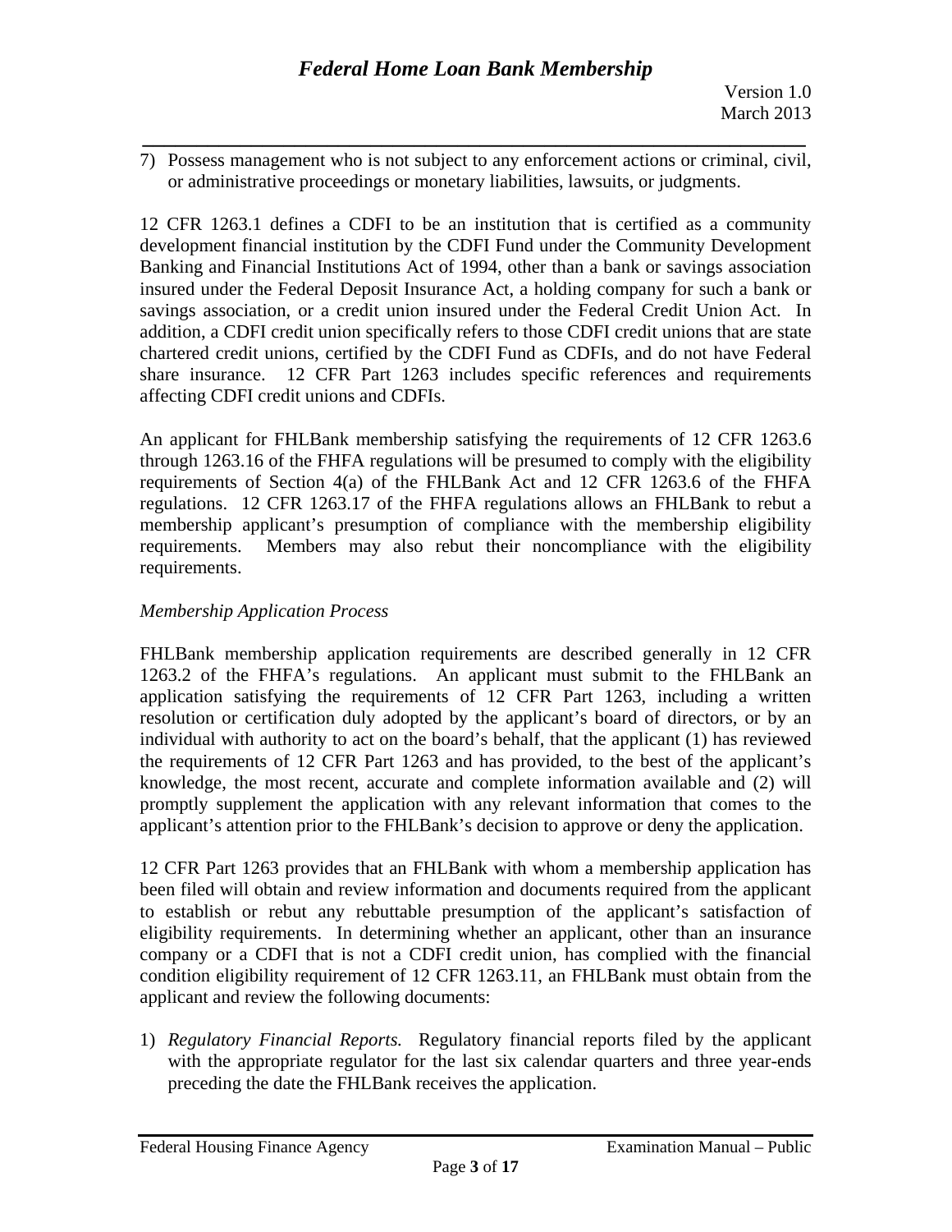7) Possess management who is not subject to any enforcement actions or criminal, civil, or administrative proceedings or monetary liabilities, lawsuits, or judgments.

12 CFR 1263.1 defines a CDFI to be an institution that is certified as a community development financial institution by the CDFI Fund under the Community Development Banking and Financial Institutions Act of 1994, other than a bank or savings association insured under the Federal Deposit Insurance Act, a holding company for such a bank or savings association, or a credit union insured under the Federal Credit Union Act. In addition, a CDFI credit union specifically refers to those CDFI credit unions that are state chartered credit unions, certified by the CDFI Fund as CDFIs, and do not have Federal share insurance. 12 CFR Part 1263 includes specific references and requirements affecting CDFI credit unions and CDFIs.

An applicant for FHLBank membership satisfying the requirements of 12 CFR 1263.6 through 1263.16 of the FHFA regulations will be presumed to comply with the eligibility requirements of Section 4(a) of the FHLBank Act and 12 CFR 1263.6 of the FHFA regulations. 12 CFR 1263.17 of the FHFA regulations allows an FHLBank to rebut a membership applicant's presumption of compliance with the membership eligibility requirements. Members may also rebut their noncompliance with the eligibility requirements.

*Membership Application Process*

FHLBank membership application requirements are described generally in 12 CFR 1263.2 of the FHFA's regulations. An applicant must submit to the FHLBank an application satisfying the requirements of 12 CFR Part 1263, including a written resolution or certification duly adopted by the applicant's board of directors, or by an individual with authority to act on the board's behalf, that the applicant (1) has reviewed the requirements of 12 CFR Part 1263 and has provided, to the best of the applicant's knowledge, the most recent, accurate and complete information available and (2) will promptly supplement the application with any relevant information that comes to the applicant's attention prior to the FHLBank's decision to approve or deny the application.

12 CFR Part 1263 provides that an FHLBank with whom a membership application has been filed will obtain and review information and documents required from the applicant to establish or rebut any rebuttable presumption of the applicant's satisfaction of eligibility requirements. In determining whether an applicant, other than an insurance company or a CDFI that is not a CDFI credit union, has complied with the financial condition eligibility requirement of 12 CFR 1263.11, an FHLBank must obtain from the applicant and review the following documents:

1) *Regulatory Financial Reports.* Regulatory financial reports filed by the applicant with the appropriate regulator for the last six calendar quarters and three year-ends preceding the date the FHLBank receives the application.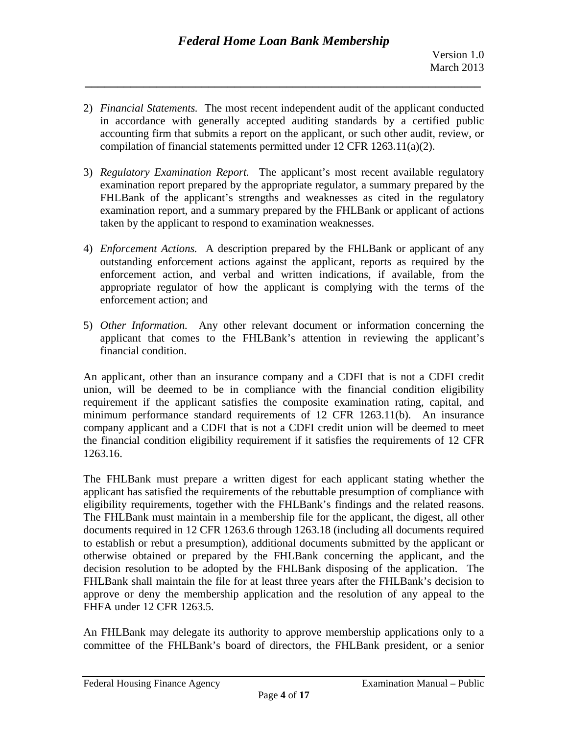2) *Financial Statements.* The most recent independent audit of the applicant conducted in accordance with generally accepted auditing standards by a certified public accounting firm that submits a report on the applicant, or such other audit, review, or compilation of financial statements permitted under 12 CFR 1263.11(a)(2).

3) *Regulatory Examination Report.* The applicant's most recent available regulatory examination report prepared by the appropriate regulator, a summary prepared by the FHLBank of the applicant's strengths and weaknesses as cited in the regulatory examination report, and a summary prepared by the FHLBank or applicant of actions taken by the applicant to respond to examination weaknesses.

4) *Enforcement Actions.* A description prepared by the FHLBank or applicant of any outstanding enforcement actions against the applicant, reports as required by the enforcement action, and verbal and written indications, if available, from the appropriate regulator of how the applicant is complying with the terms of the enforcement action; and

5) *Other Information.* Any other relevant document or information concerning the applicant that comes to the FHLBank's attention in reviewing the applicant's financial condition.

An applicant, other than an insurance company and a CDFI that is not a CDFI credit union, will be deemed to be in compliance with the financial condition eligibility requirement if the applicant satisfies the composite examination rating, capital, and minimum performance standard requirements of 12 CFR 1263.11(b). An insurance company applicant and a CDFI that is not a CDFI credit union will be deemed to meet the financial condition eligibility requirement if it satisfies the requirements of 12 CFR 1263.16.

The FHLBank must prepare a written digest for each applicant stating whether the applicant has satisfied the requirements of the rebuttable presumption of compliance with eligibility requirements, together with the FHLBank's findings and the related reasons. The FHLBank must maintain in a membership file for the applicant, the digest, all other documents required in 12 CFR 1263.6 through 1263.18 (including all documents required to establish or rebut a presumption), additional documents submitted by the applicant or otherwise obtained or prepared by the FHLBank concerning the applicant, and the decision resolution to be adopted by the FHLBank disposing of the application. The FHLBank shall maintain the file for at least three years after the FHLBank's decision to approve or deny the membership application and the resolution of any appeal to the FHFA under 12 CFR 1263.5.

An FHLBank may delegate its authority to approve membership applications only to a committee of the FHLBank's board of directors, the FHLBank president, or a senior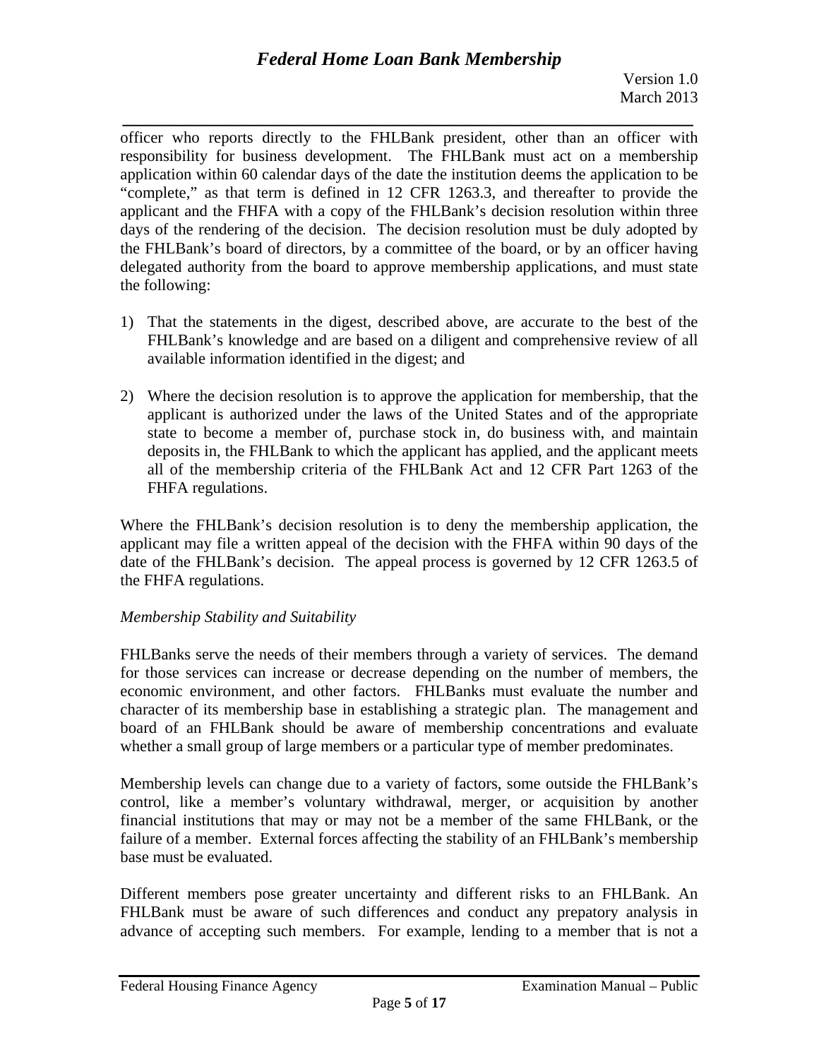officer who reports directly to the FHLBank president, other than an officer with responsibility for business development. The FHLBank must act on a membership application within 60 calendar days of the date the institution deems the application to be "complete," as that term is defined in 12 CFR 1263.3, and thereafter to provide the applicant and the FHFA with a copy of the FHLBank's decision resolution within three days of the rendering of the decision. The decision resolution must be duly adopted by the FHLBank's board of directors, by a committee of the board, or by an officer having delegated authority from the board to approve membership applications, and must state the following:

1) That the statements in the digest, described above, are accurate to the best of the FHLBank's knowledge and are based on a diligent and comprehensive review of all available information identified in the digest; and

2) Where the decision resolution is to approve the application for membership, that the applicant is authorized under the laws of the United States and of the appropriate state to become a member of, purchase stock in, do business with, and maintain deposits in, the FHLBank to which the applicant has applied, and the applicant meets all of the membership criteria of the FHLBank Act and 12 CFR Part 1263 of the FHFA regulations.

Where the FHLBank's decision resolution is to deny the membership application, the applicant may file a written appeal of the decision with the FHFA within 90 days of the date of the FHLBank's decision. The appeal process is governed by 12 CFR 1263.5 of the FHFA regulations.

*Membership Stability and Suitability*

FHLBanks serve the needs of their members through a variety of services. The demand for those services can increase or decrease depending on the number of members, the economic environment, and other factors. FHLBanks must evaluate the number and character of its membership base in establishing a strategic plan. The management and board of an FHLBank should be aware of membership concentrations and evaluate whether a small group of large members or a particular type of member predominates.

Membership levels can change due to a variety of factors, some outside the FHLBank's control, like a member's voluntary withdrawal, merger, or acquisition by another financial institutions that may or may not be a member of the same FHLBank, or the failure of a member. External forces affecting the stability of an FHLBank's membership base must be evaluated.

Different members pose greater uncertainty and different risks to an FHLBank. An FHLBank must be aware of such differences and conduct any prepatory analysis in advance of accepting such members. For example, lending to a member that is not a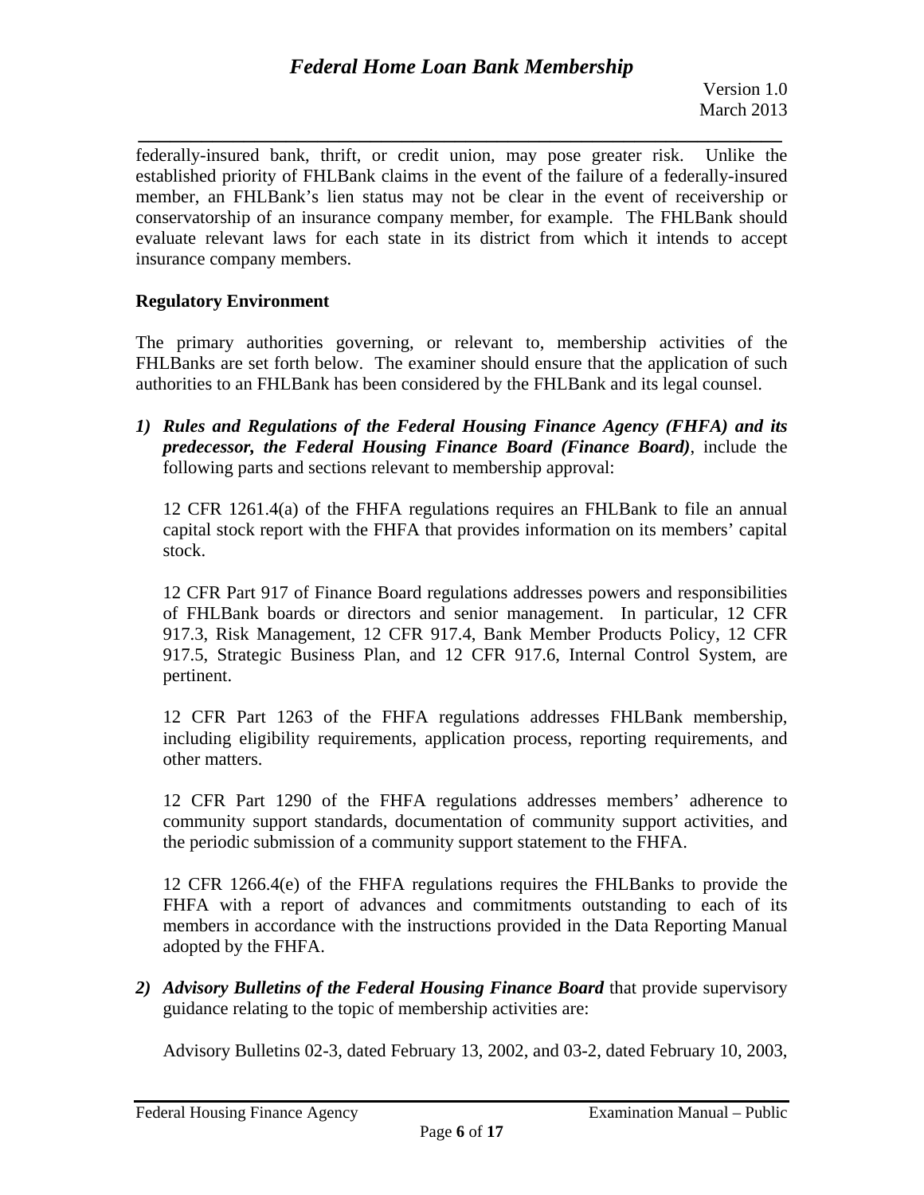federally-insured bank, thrift, or credit union, may pose greater risk. Unlike the established priority of FHLBank claims in the event of the failure of a federally-insured member, an FHLBank's lien status may not be clear in the event of receivership or conservatorship of an insurance company member, for example. The FHLBank should evaluate relevant laws for each state in its district from which it intends to accept insurance company members.

**Regulatory Environment**

The primary authorities governing, or relevant to, membership activities of the FHLBanks are set forth below. The examiner should ensure that the application of such authorities to an FHLBank has been considered by the FHLBank and its legal counsel.

1) ***Rules and Regulations of the Federal Housing Finance Agency (FHFA) and its predecessor, the Federal Housing Finance Board (Finance Board)***, include the following parts and sections relevant to membership approval:

   12 CFR 1261.4(a) of the FHFA regulations requires an FHLBank to file an annual capital stock report with the FHFA that provides information on its members' capital stock.

   12 CFR Part 917 of Finance Board regulations addresses powers and responsibilities of FHLBank boards or directors and senior management. In particular, 12 CFR 917.3, Risk Management, 12 CFR 917.4, Bank Member Products Policy, 12 CFR 917.5, Strategic Business Plan, and 12 CFR 917.6, Internal Control System, are pertinent.

   12 CFR Part 1263 of the FHFA regulations addresses FHLBank membership, including eligibility requirements, application process, reporting requirements, and other matters.

   12 CFR Part 1290 of the FHFA regulations addresses members' adherence to community support standards, documentation of community support activities, and the periodic submission of a community support statement to the FHFA.

   12 CFR 1266.4(e) of the FHFA regulations requires the FHLBanks to provide the FHFA with a report of advances and commitments outstanding to each of its members in accordance with the instructions provided in the Data Reporting Manual adopted by the FHFA.

2) ***Advisory Bulletins of the Federal Housing Finance Board*** that provide supervisory guidance relating to the topic of membership activities are:

   Advisory Bulletins 02-3, dated February 13, 2002, and 03-2, dated February 10, 2003,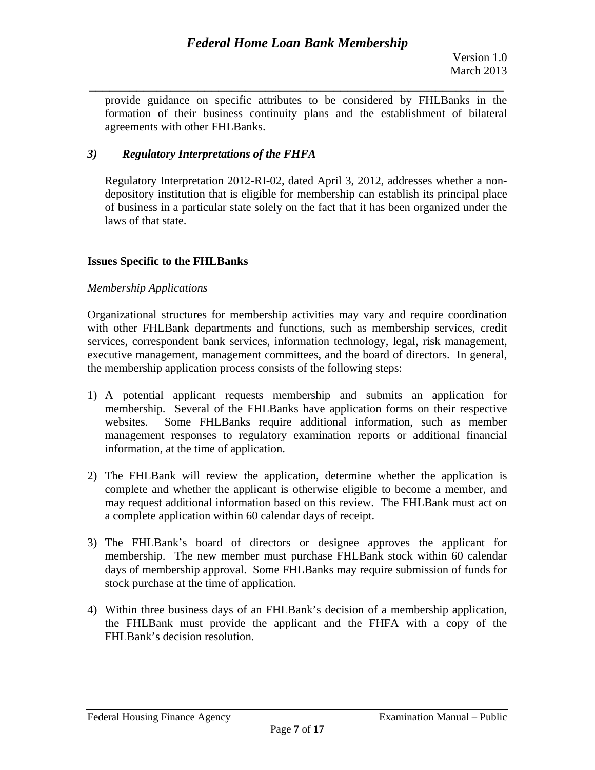provide guidance on specific attributes to be considered by FHLBanks in the formation of their business continuity plans and the establishment of bilateral agreements with other FHLBanks.

### *3) Regulatory Interpretations of the FHFA*

Regulatory Interpretation 2012-RI-02, dated April 3, 2012, addresses whether a non-depository institution that is eligible for membership can establish its principal place of business in a particular state solely on the fact that it has been organized under the laws of that state.

## Issues Specific to the FHLBanks

*Membership Applications*

Organizational structures for membership activities may vary and require coordination with other FHLBank departments and functions, such as membership services, credit services, correspondent bank services, information technology, legal, risk management, executive management, management committees, and the board of directors. In general, the membership application process consists of the following steps:

1) A potential applicant requests membership and submits an application for membership. Several of the FHLBanks have application forms on their respective websites. Some FHLBanks require additional information, such as member management responses to regulatory examination reports or additional financial information, at the time of application.

2) The FHLBank will review the application, determine whether the application is complete and whether the applicant is otherwise eligible to become a member, and may request additional information based on this review. The FHLBank must act on a complete application within 60 calendar days of receipt.

3) The FHLBank's board of directors or designee approves the applicant for membership. The new member must purchase FHLBank stock within 60 calendar days of membership approval. Some FHLBanks may require submission of funds for stock purchase at the time of application.

4) Within three business days of an FHLBank's decision of a membership application, the FHLBank must provide the applicant and the FHFA with a copy of the FHLBank's decision resolution.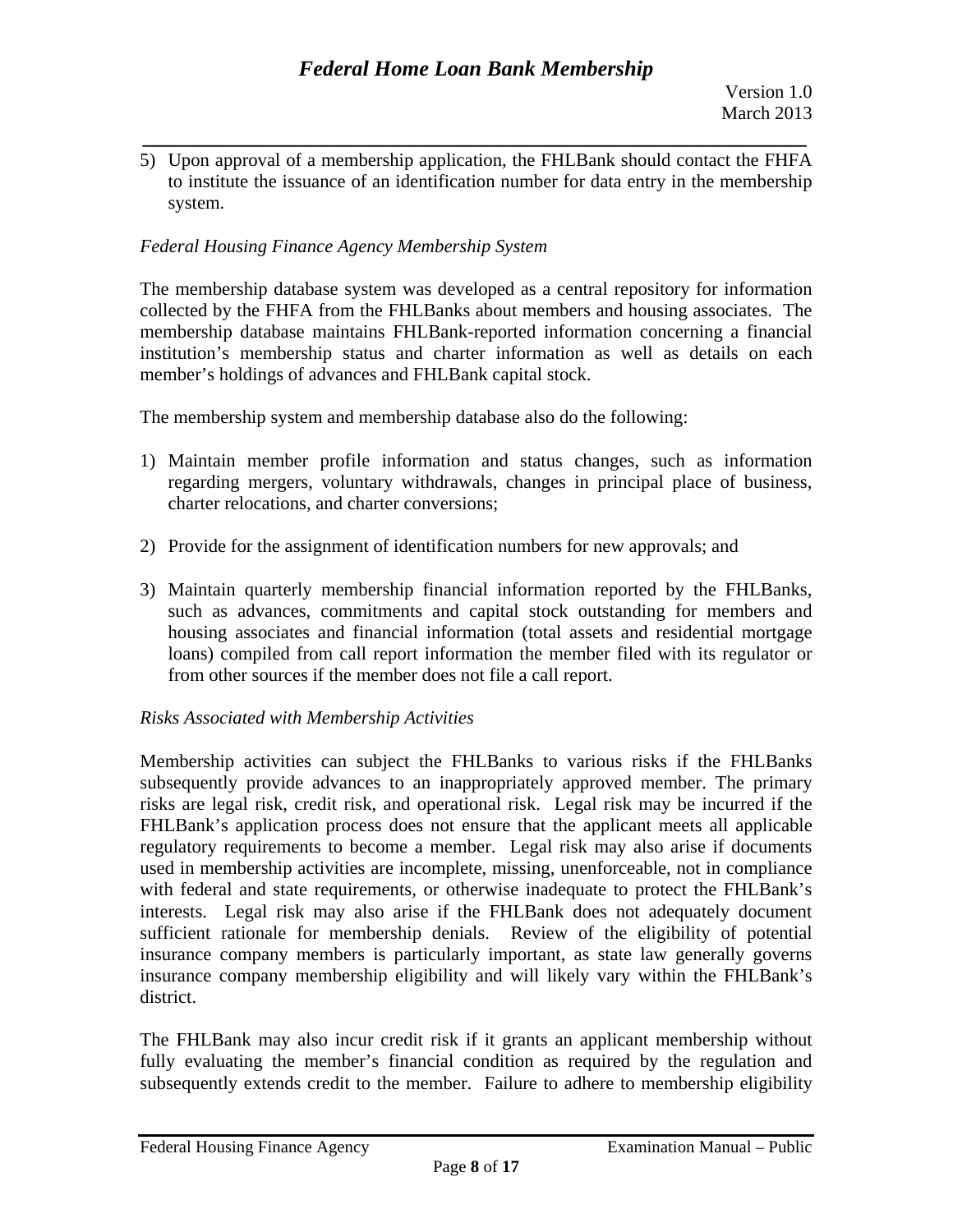5) Upon approval of a membership application, the FHLBank should contact the FHFA to institute the issuance of an identification number for data entry in the membership system.

*Federal Housing Finance Agency Membership System*

The membership database system was developed as a central repository for information collected by the FHFA from the FHLBanks about members and housing associates. The membership database maintains FHLBank-reported information concerning a financial institution's membership status and charter information as well as details on each member's holdings of advances and FHLBank capital stock.

The membership system and membership database also do the following:

1) Maintain member profile information and status changes, such as information regarding mergers, voluntary withdrawals, changes in principal place of business, charter relocations, and charter conversions;

2) Provide for the assignment of identification numbers for new approvals; and

3) Maintain quarterly membership financial information reported by the FHLBanks, such as advances, commitments and capital stock outstanding for members and housing associates and financial information (total assets and residential mortgage loans) compiled from call report information the member filed with its regulator or from other sources if the member does not file a call report.

*Risks Associated with Membership Activities*

Membership activities can subject the FHLBanks to various risks if the FHLBanks subsequently provide advances to an inappropriately approved member. The primary risks are legal risk, credit risk, and operational risk. Legal risk may be incurred if the FHLBank's application process does not ensure that the applicant meets all applicable regulatory requirements to become a member. Legal risk may also arise if documents used in membership activities are incomplete, missing, unenforceable, not in compliance with federal and state requirements, or otherwise inadequate to protect the FHLBank's interests. Legal risk may also arise if the FHLBank does not adequately document sufficient rationale for membership denials. Review of the eligibility of potential insurance company members is particularly important, as state law generally governs insurance company membership eligibility and will likely vary within the FHLBank's district.

The FHLBank may also incur credit risk if it grants an applicant membership without fully evaluating the member's financial condition as required by the regulation and subsequently extends credit to the member. Failure to adhere to membership eligibility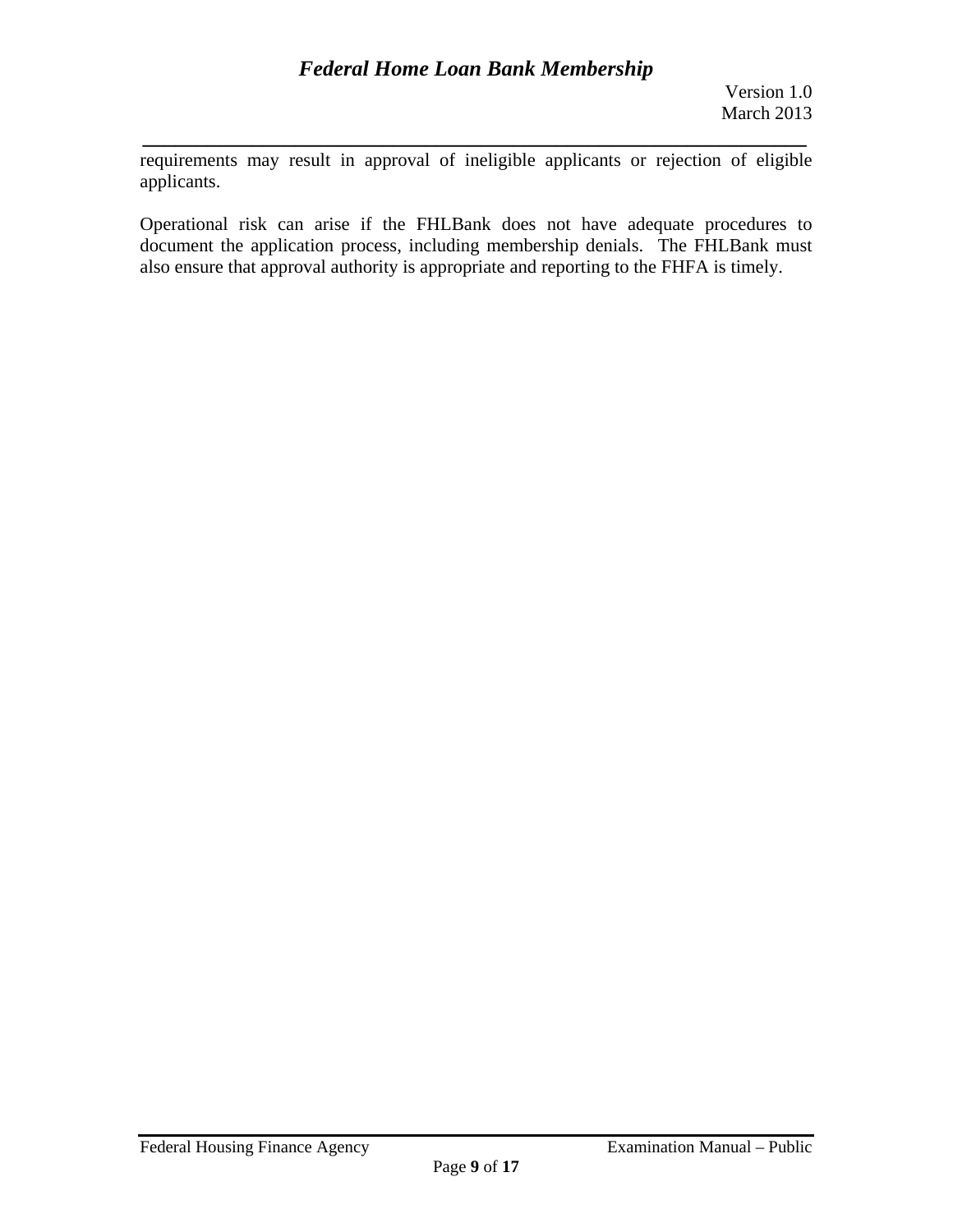requirements may result in approval of ineligible applicants or rejection of eligible applicants.

Operational risk can arise if the FHLBank does not have adequate procedures to document the application process, including membership denials. The FHLBank must also ensure that approval authority is appropriate and reporting to the FHFA is timely.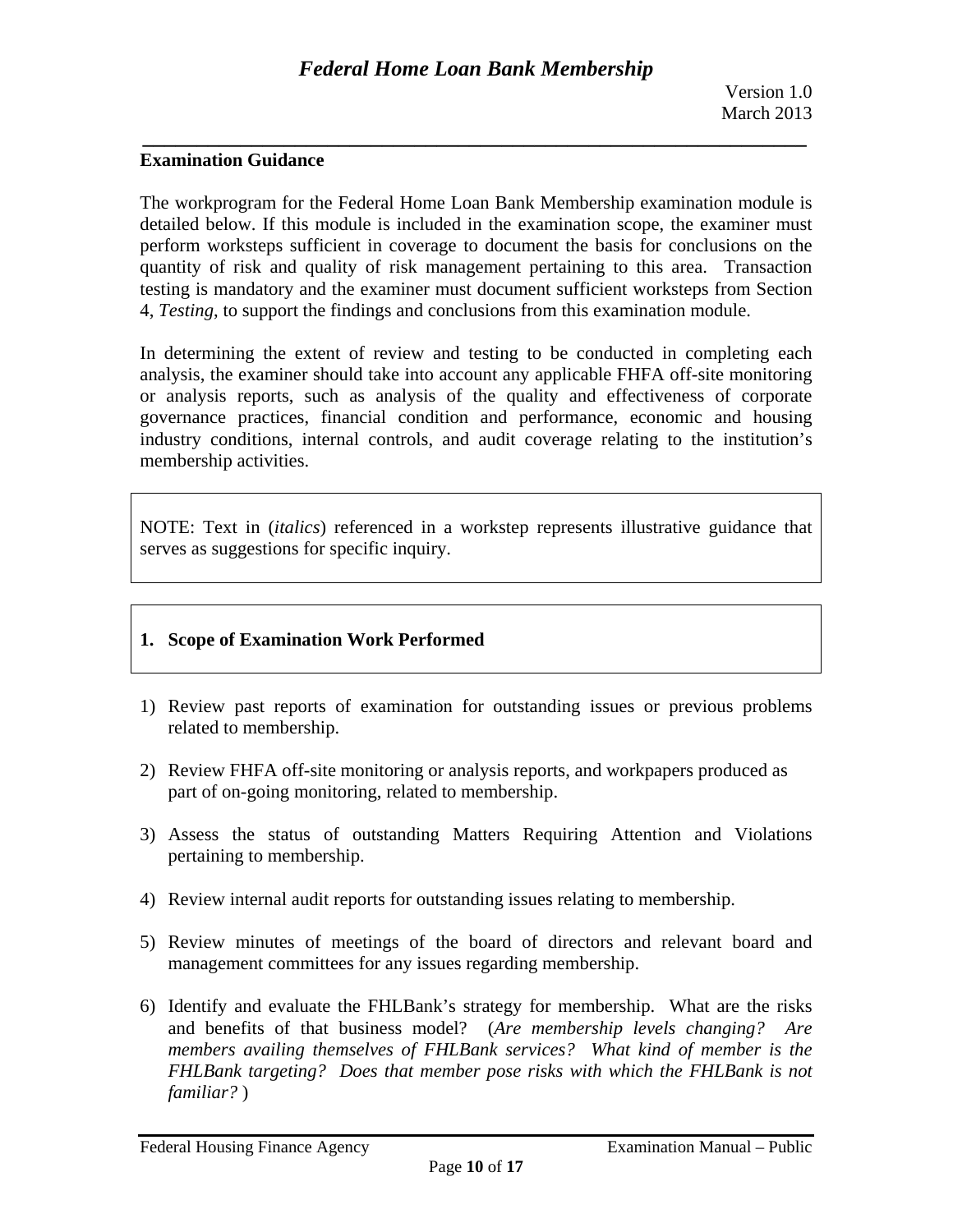## Examination Guidance

The workprogram for the Federal Home Loan Bank Membership examination module is detailed below. If this module is included in the examination scope, the examiner must perform worksteps sufficient in coverage to document the basis for conclusions on the quantity of risk and quality of risk management pertaining to this area. Transaction testing is mandatory and the examiner must document sufficient worksteps from Section 4, *Testing*, to support the findings and conclusions from this examination module.

In determining the extent of review and testing to be conducted in completing each analysis, the examiner should take into account any applicable FHFA off-site monitoring or analysis reports, such as analysis of the quality and effectiveness of corporate governance practices, financial condition and performance, economic and housing industry conditions, internal controls, and audit coverage relating to the institution's membership activities.

NOTE: Text in (*italics*) referenced in a workstep represents illustrative guidance that serves as suggestions for specific inquiry.

### 1. Scope of Examination Work Performed

1) Review past reports of examination for outstanding issues or previous problems related to membership.

2) Review FHFA off-site monitoring or analysis reports, and workpapers produced as part of on-going monitoring, related to membership.

3) Assess the status of outstanding Matters Requiring Attention and Violations pertaining to membership.

4) Review internal audit reports for outstanding issues relating to membership.

5) Review minutes of meetings of the board of directors and relevant board and management committees for any issues regarding membership.

6) Identify and evaluate the FHLBank's strategy for membership. What are the risks and benefits of that business model? (*Are membership levels changing? Are members availing themselves of FHLBank services? What kind of member is the FHLBank targeting? Does that member pose risks with which the FHLBank is not familiar?* )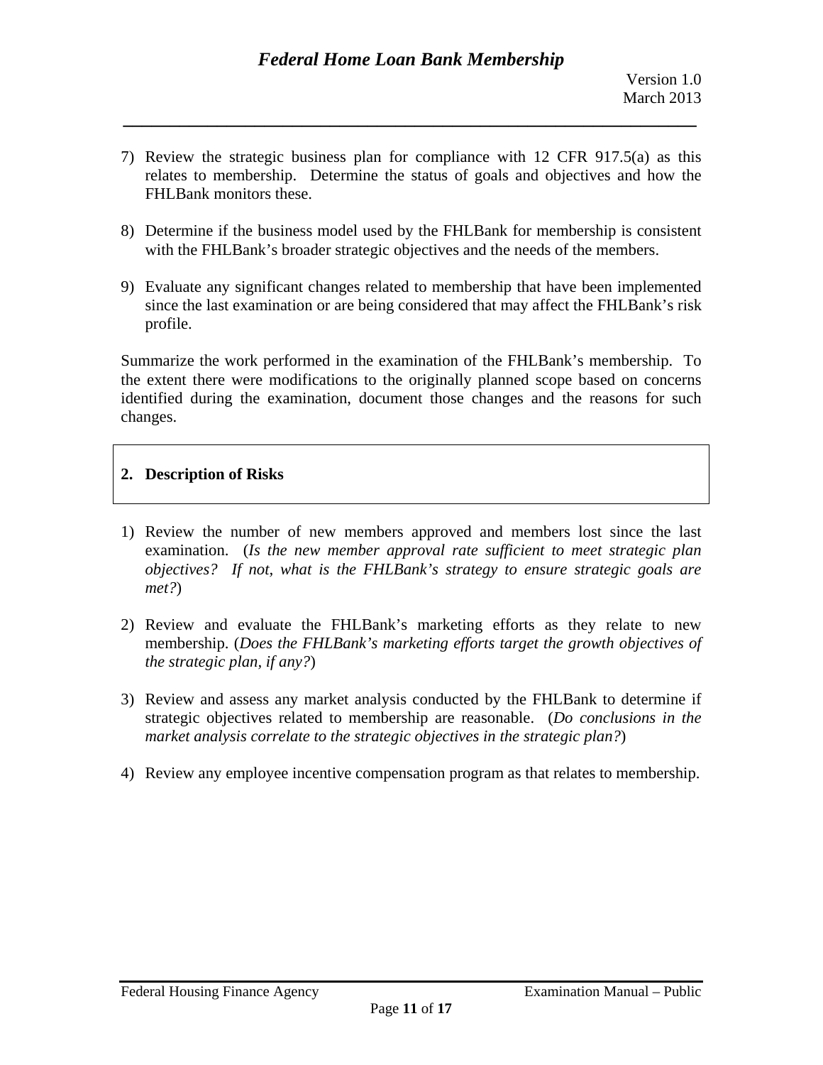7) Review the strategic business plan for compliance with 12 CFR 917.5(a) as this relates to membership. Determine the status of goals and objectives and how the FHLBank monitors these.

8) Determine if the business model used by the FHLBank for membership is consistent with the FHLBank's broader strategic objectives and the needs of the members.

9) Evaluate any significant changes related to membership that have been implemented since the last examination or are being considered that may affect the FHLBank's risk profile.

Summarize the work performed in the examination of the FHLBank's membership. To the extent there were modifications to the originally planned scope based on concerns identified during the examination, document those changes and the reasons for such changes.

## 2. Description of Risks

1) Review the number of new members approved and members lost since the last examination. (*Is the new member approval rate sufficient to meet strategic plan objectives? If not, what is the FHLBank's strategy to ensure strategic goals are met?*)

2) Review and evaluate the FHLBank's marketing efforts as they relate to new membership. (*Does the FHLBank's marketing efforts target the growth objectives of the strategic plan, if any?*)

3) Review and assess any market analysis conducted by the FHLBank to determine if strategic objectives related to membership are reasonable. (*Do conclusions in the market analysis correlate to the strategic objectives in the strategic plan?*)

4) Review any employee incentive compensation program as that relates to membership.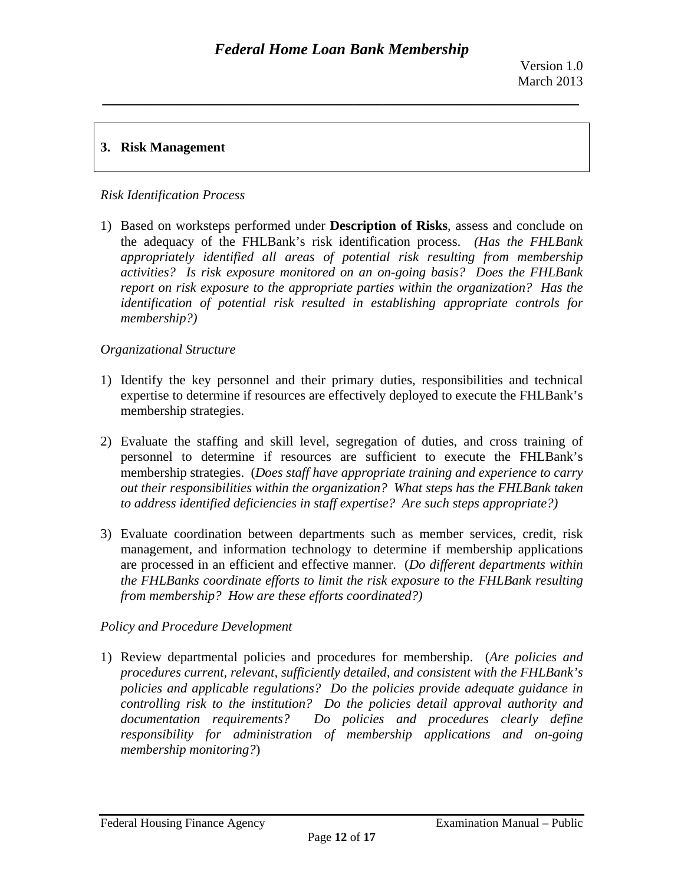## 3. Risk Management

*Risk Identification Process*

1) Based on worksteps performed under **Description of Risks**, assess and conclude on the adequacy of the FHLBank's risk identification process. *(Has the FHLBank appropriately identified all areas of potential risk resulting from membership activities? Is risk exposure monitored on an on-going basis? Does the FHLBank report on risk exposure to the appropriate parties within the organization? Has the identification of potential risk resulted in establishing appropriate controls for membership?)*

*Organizational Structure*

1) Identify the key personnel and their primary duties, responsibilities and technical expertise to determine if resources are effectively deployed to execute the FHLBank's membership strategies.

2) Evaluate the staffing and skill level, segregation of duties, and cross training of personnel to determine if resources are sufficient to execute the FHLBank's membership strategies. (*Does staff have appropriate training and experience to carry out their responsibilities within the organization? What steps has the FHLBank taken to address identified deficiencies in staff expertise? Are such steps appropriate?)*

3) Evaluate coordination between departments such as member services, credit, risk management, and information technology to determine if membership applications are processed in an efficient and effective manner. (*Do different departments within the FHLBanks coordinate efforts to limit the risk exposure to the FHLBank resulting from membership? How are these efforts coordinated?)*

*Policy and Procedure Development*

1) Review departmental policies and procedures for membership. (*Are policies and procedures current, relevant, sufficiently detailed, and consistent with the FHLBank's policies and applicable regulations? Do the policies provide adequate guidance in controlling risk to the institution? Do the policies detail approval authority and documentation requirements? Do policies and procedures clearly define responsibility for administration of membership applications and on-going membership monitoring?*)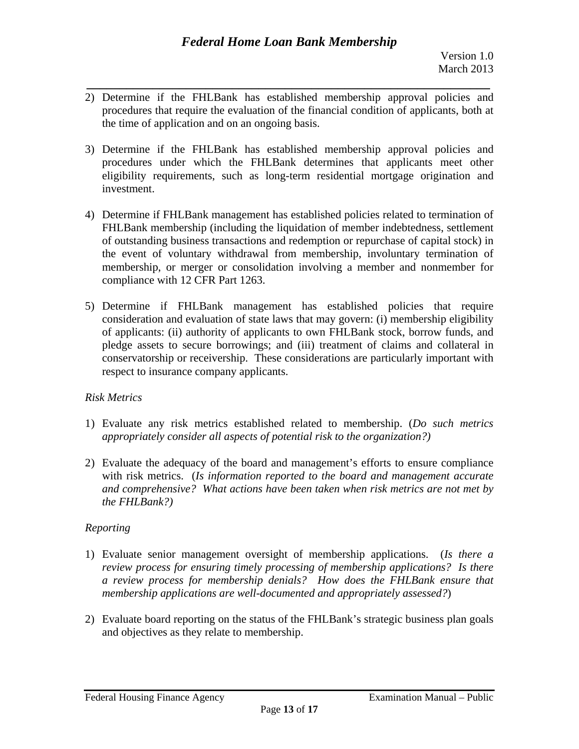2) Determine if the FHLBank has established membership approval policies and procedures that require the evaluation of the financial condition of applicants, both at the time of application and on an ongoing basis.

3) Determine if the FHLBank has established membership approval policies and procedures under which the FHLBank determines that applicants meet other eligibility requirements, such as long-term residential mortgage origination and investment.

4) Determine if FHLBank management has established policies related to termination of FHLBank membership (including the liquidation of member indebtedness, settlement of outstanding business transactions and redemption or repurchase of capital stock) in the event of voluntary withdrawal from membership, involuntary termination of membership, or merger or consolidation involving a member and nonmember for compliance with 12 CFR Part 1263.

5) Determine if FHLBank management has established policies that require consideration and evaluation of state laws that may govern: (i) membership eligibility of applicants: (ii) authority of applicants to own FHLBank stock, borrow funds, and pledge assets to secure borrowings; and (iii) treatment of claims and collateral in conservatorship or receivership. These considerations are particularly important with respect to insurance company applicants.

*Risk Metrics*

1) Evaluate any risk metrics established related to membership. (*Do such metrics appropriately consider all aspects of potential risk to the organization?)*

2) Evaluate the adequacy of the board and management's efforts to ensure compliance with risk metrics. (*Is information reported to the board and management accurate and comprehensive? What actions have been taken when risk metrics are not met by the FHLBank?)*

*Reporting*

1) Evaluate senior management oversight of membership applications. (*Is there a review process for ensuring timely processing of membership applications? Is there a review process for membership denials? How does the FHLBank ensure that membership applications are well-documented and appropriately assessed?*)

2) Evaluate board reporting on the status of the FHLBank's strategic business plan goals and objectives as they relate to membership.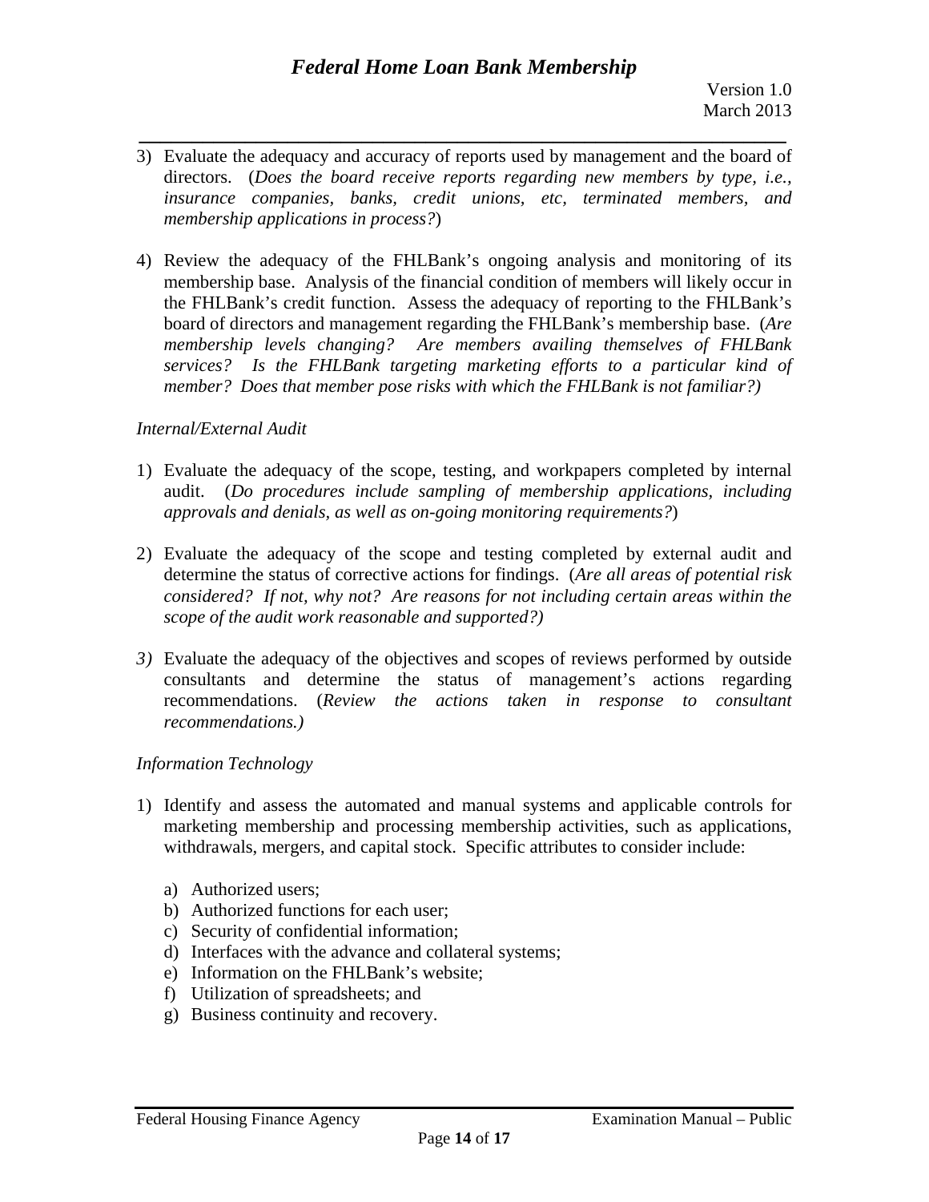3) Evaluate the adequacy and accuracy of reports used by management and the board of directors. (*Does the board receive reports regarding new members by type, i.e., insurance companies, banks, credit unions, etc, terminated members, and membership applications in process?*)

4) Review the adequacy of the FHLBank's ongoing analysis and monitoring of its membership base. Analysis of the financial condition of members will likely occur in the FHLBank's credit function. Assess the adequacy of reporting to the FHLBank's board of directors and management regarding the FHLBank's membership base. (*Are membership levels changing? Are members availing themselves of FHLBank services? Is the FHLBank targeting marketing efforts to a particular kind of member? Does that member pose risks with which the FHLBank is not familiar?)*

*Internal/External Audit*

1) Evaluate the adequacy of the scope, testing, and workpapers completed by internal audit. (*Do procedures include sampling of membership applications, including approvals and denials, as well as on-going monitoring requirements?*)

2) Evaluate the adequacy of the scope and testing completed by external audit and determine the status of corrective actions for findings. (*Are all areas of potential risk considered? If not, why not? Are reasons for not including certain areas within the scope of the audit work reasonable and supported?)*

3) Evaluate the adequacy of the objectives and scopes of reviews performed by outside consultants and determine the status of management's actions regarding recommendations. (*Review the actions taken in response to consultant recommendations.)*

*Information Technology*

1) Identify and assess the automated and manual systems and applicable controls for marketing membership and processing membership activities, such as applications, withdrawals, mergers, and capital stock. Specific attributes to consider include:

   a) Authorized users;
   b) Authorized functions for each user;
   c) Security of confidential information;
   d) Interfaces with the advance and collateral systems;
   e) Information on the FHLBank's website;
   f) Utilization of spreadsheets; and
   g) Business continuity and recovery.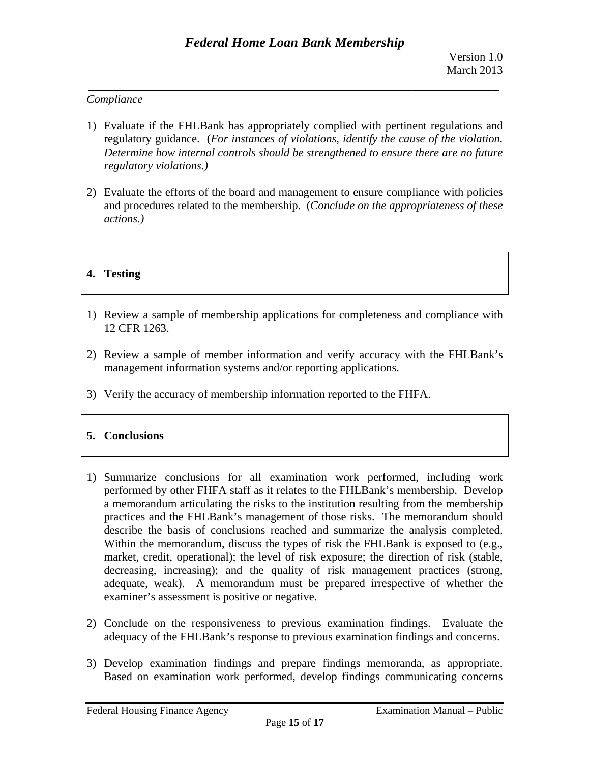*Compliance*

1) Evaluate if the FHLBank has appropriately complied with pertinent regulations and regulatory guidance. (*For instances of violations, identify the cause of the violation. Determine how internal controls should be strengthened to ensure there are no future regulatory violations.)*

2) Evaluate the efforts of the board and management to ensure compliance with policies and procedures related to the membership. (*Conclude on the appropriateness of these actions.)*

## 4. Testing

1) Review a sample of membership applications for completeness and compliance with 12 CFR 1263.

2) Review a sample of member information and verify accuracy with the FHLBank's management information systems and/or reporting applications.

3) Verify the accuracy of membership information reported to the FHFA.

## 5. Conclusions

1) Summarize conclusions for all examination work performed, including work performed by other FHFA staff as it relates to the FHLBank's membership. Develop a memorandum articulating the risks to the institution resulting from the membership practices and the FHLBank's management of those risks. The memorandum should describe the basis of conclusions reached and summarize the analysis completed. Within the memorandum, discuss the types of risk the FHLBank is exposed to (e.g., market, credit, operational); the level of risk exposure; the direction of risk (stable, decreasing, increasing); and the quality of risk management practices (strong, adequate, weak). A memorandum must be prepared irrespective of whether the examiner's assessment is positive or negative.

2) Conclude on the responsiveness to previous examination findings. Evaluate the adequacy of the FHLBank's response to previous examination findings and concerns.

3) Develop examination findings and prepare findings memoranda, as appropriate. Based on examination work performed, develop findings communicating concerns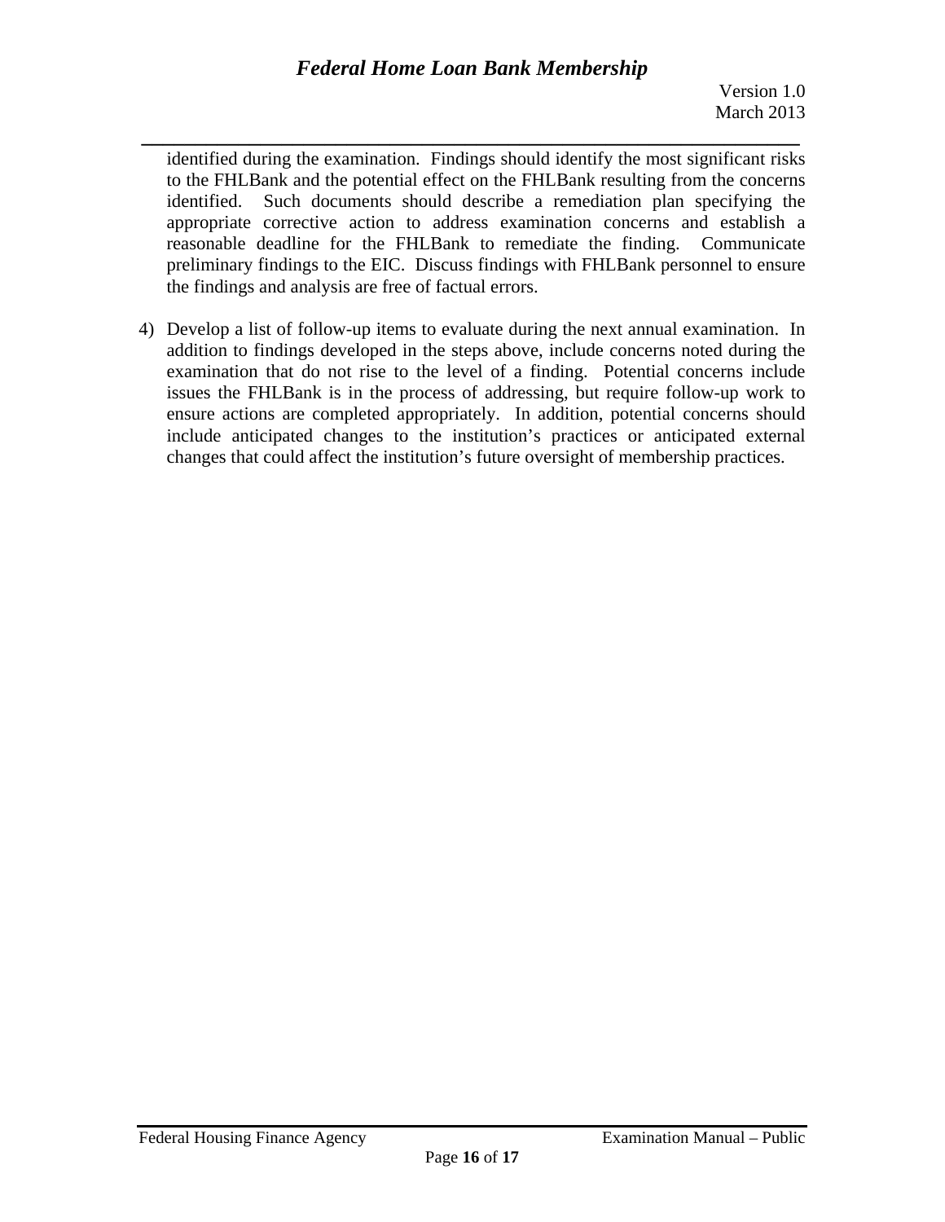identified during the examination. Findings should identify the most significant risks to the FHLBank and the potential effect on the FHLBank resulting from the concerns identified. Such documents should describe a remediation plan specifying the appropriate corrective action to address examination concerns and establish a reasonable deadline for the FHLBank to remediate the finding. Communicate preliminary findings to the EIC. Discuss findings with FHLBank personnel to ensure the findings and analysis are free of factual errors.

4) Develop a list of follow-up items to evaluate during the next annual examination. In addition to findings developed in the steps above, include concerns noted during the examination that do not rise to the level of a finding. Potential concerns include issues the FHLBank is in the process of addressing, but require follow-up work to ensure actions are completed appropriately. In addition, potential concerns should include anticipated changes to the institution's practices or anticipated external changes that could affect the institution's future oversight of membership practices.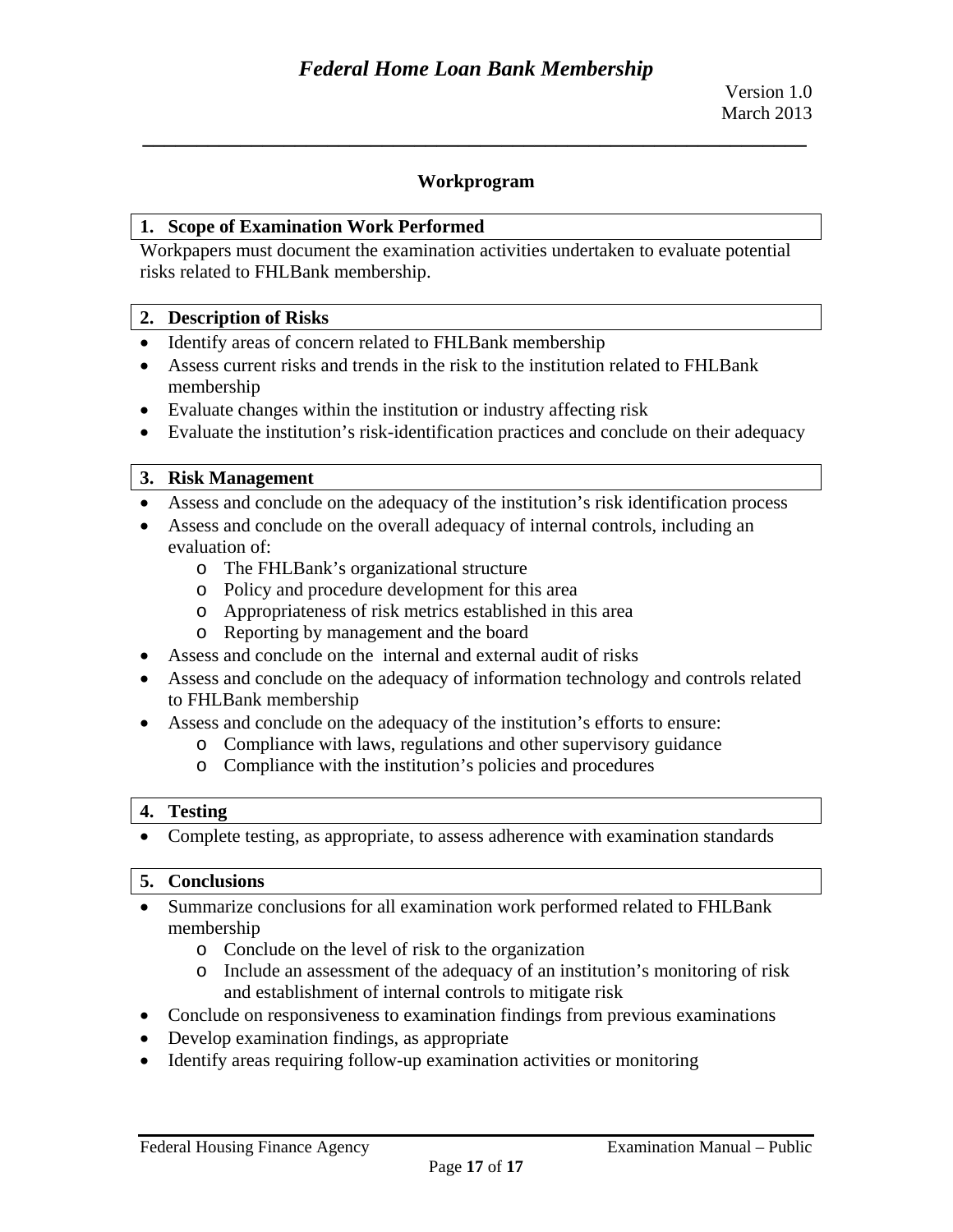## Workprogram

### 1. Scope of Examination Work Performed

Workpapers must document the examination activities undertaken to evaluate potential risks related to FHLBank membership.

### 2. Description of Risks

- Identify areas of concern related to FHLBank membership
- Assess current risks and trends in the risk to the institution related to FHLBank membership
- Evaluate changes within the institution or industry affecting risk
- Evaluate the institution's risk-identification practices and conclude on their adequacy

### 3. Risk Management

- Assess and conclude on the adequacy of the institution's risk identification process
- Assess and conclude on the overall adequacy of internal controls, including an evaluation of:
  - The FHLBank's organizational structure
  - Policy and procedure development for this area
  - Appropriateness of risk metrics established in this area
  - Reporting by management and the board
- Assess and conclude on the internal and external audit of risks
- Assess and conclude on the adequacy of information technology and controls related to FHLBank membership
- Assess and conclude on the adequacy of the institution's efforts to ensure:
  - Compliance with laws, regulations and other supervisory guidance
  - Compliance with the institution's policies and procedures

### 4. Testing

- Complete testing, as appropriate, to assess adherence with examination standards

### 5. Conclusions

- Summarize conclusions for all examination work performed related to FHLBank membership
  - Conclude on the level of risk to the organization
  - Include an assessment of the adequacy of an institution's monitoring of risk and establishment of internal controls to mitigate risk
- Conclude on responsiveness to examination findings from previous examinations
- Develop examination findings, as appropriate
- Identify areas requiring follow-up examination activities or monitoring